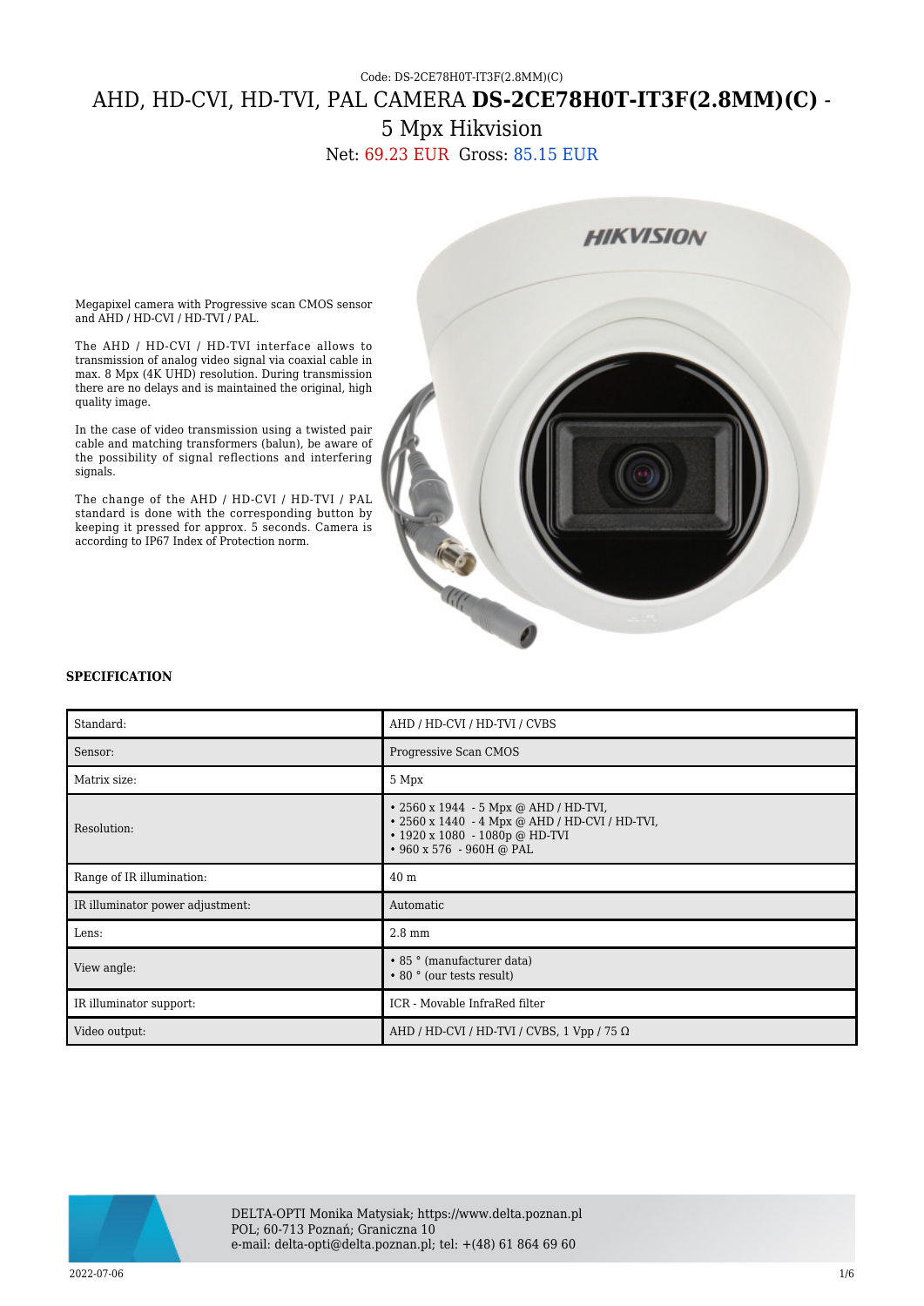Code: DS-2CE78H0T-IT3F(2.8MM)(C)

# AHD, HD-CVI, HD-TVI, PAL CAMERA **DS-2CE78H0T-IT3F(2.8MM)(C)** - 5 Mpx Hikvision

Net: 69.23 EUR Gross: 85.15 EUR

Megapixel camera with Progressive scan CMOS sensor and AHD / HD-CVI / HD-TVI / PAL.

The AHD / HD-CVI / HD-TVI interface allows to transmission of analog video signal via coaxial cable in max. 8 Mpx (4K UHD) resolution. During transmission there are no delays and is maintained the original, high quality image.

In the case of video transmission using a twisted pair cable and matching transformers (balun), be aware of the possibility of signal reflections and interfering signals.

The change of the AHD / HD-CVI / HD-TVI / PAL standard is done with the corresponding button by keeping it pressed for approx. 5 seconds. Camera is according to IP67 Index of Protection norm.

**SPECIFICATION**

| | |
|---|---|
| Standard: | AHD / HD-CVI / HD-TVI / CVBS |
| Sensor: | Progressive Scan CMOS |
| Matrix size: | 5 Mpx |
| Resolution: | • 2560 x 1944 - 5 Mpx @ AHD / HD-TVI,<br>• 2560 x 1440 - 4 Mpx @ AHD / HD-CVI / HD-TVI,<br>• 1920 x 1080 - 1080p @ HD-TVI<br>• 960 x 576 - 960H @ PAL |
| Range of IR illumination: | 40 m |
| IR illuminator power adjustment: | Automatic |
| Lens: | 2.8 mm |
| View angle: | • 85 ° (manufacturer data)<br>• 80 ° (our tests result) |
| IR illuminator support: | ICR - Movable InfraRed filter |
| Video output: | AHD / HD-CVI / HD-TVI / CVBS, 1 Vpp / 75 Ω |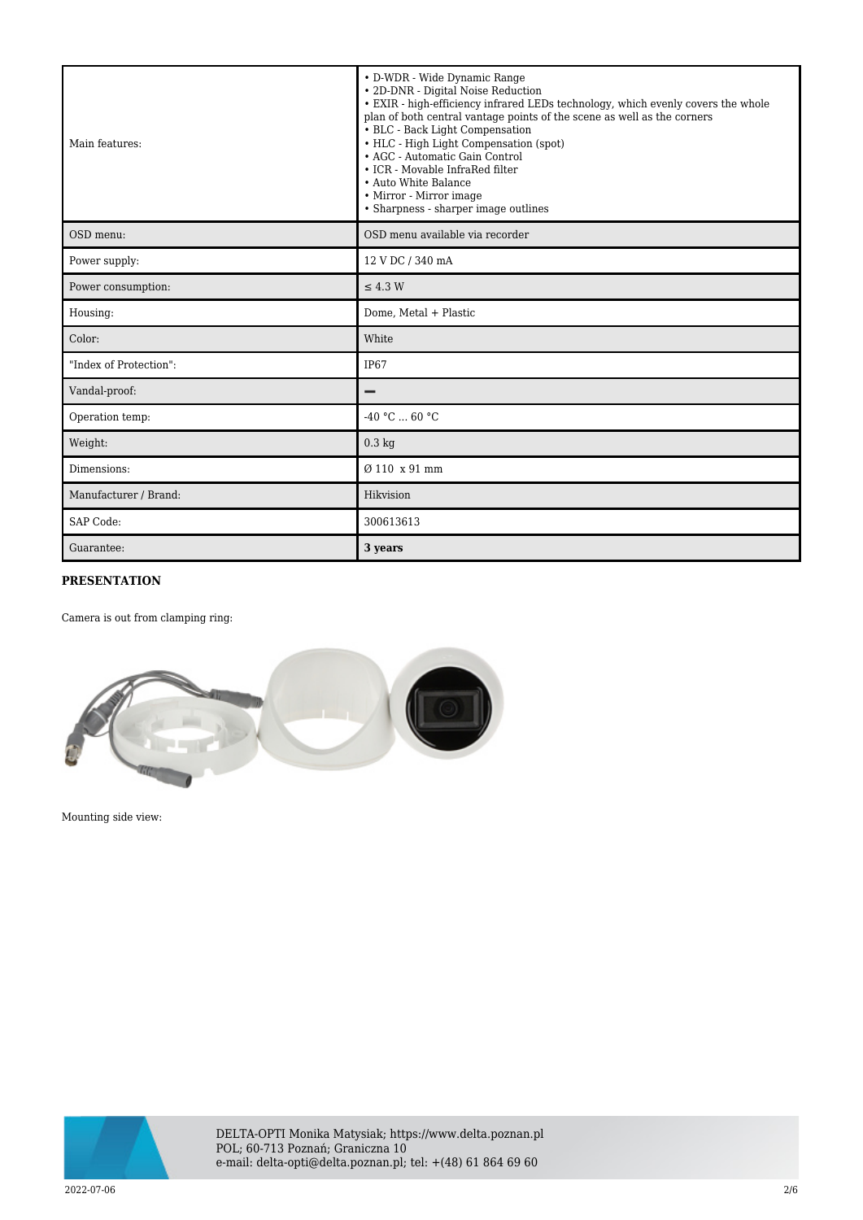| | |
|---|---|
| Main features: | • D-WDR - Wide Dynamic Range<br>• 2D-DNR - Digital Noise Reduction<br>• EXIR - high-efficiency infrared LEDs technology, which evenly covers the whole plan of both central vantage points of the scene as well as the corners<br>• BLC - Back Light Compensation<br>• HLC - High Light Compensation (spot)<br>• AGC - Automatic Gain Control<br>• ICR - Movable InfraRed filter<br>• Auto White Balance<br>• Mirror - Mirror image<br>• Sharpness - sharper image outlines |
| OSD menu: | OSD menu available via recorder |
| Power supply: | 12 V DC / 340 mA |
| Power consumption: | ≤ 4.3 W |
| Housing: | Dome, Metal + Plastic |
| Color: | White |
| "Index of Protection": | IP67 |
| Vandal-proof: | – |
| Operation temp: | -40 °C ... 60 °C |
| Weight: | 0.3 kg |
| Dimensions: | Ø 110 x 91 mm |
| Manufacturer / Brand: | Hikvision |
| SAP Code: | 300613613 |
| Guarantee: | **3 years** |

**PRESENTATION**

Camera is out from clamping ring:

Mounting side view:

DELTA-OPTI Monika Matysiak; https://www.delta.poznan.pl
POL; 60-713 Poznań; Graniczna 10
e-mail: delta-opti@delta.poznan.pl; tel: +(48) 61 864 69 60

2022-07-06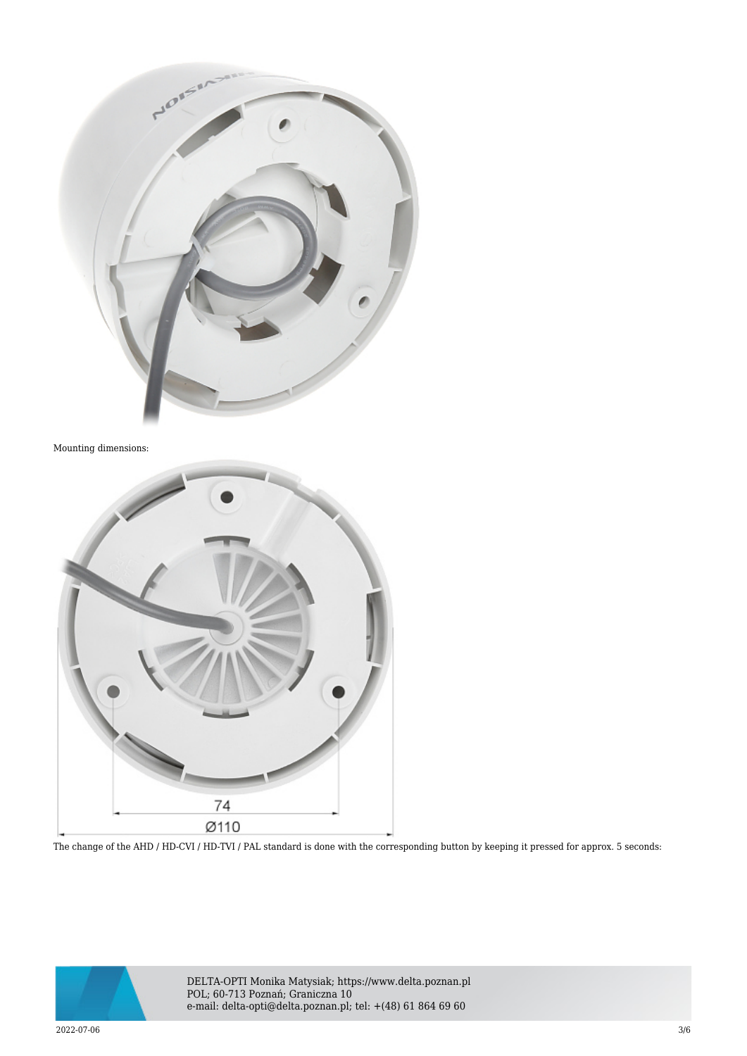Mounting dimensions:

The change of the AHD / HD-CVI / HD-TVI / PAL standard is done with the corresponding button by keeping it pressed for approx. 5 seconds: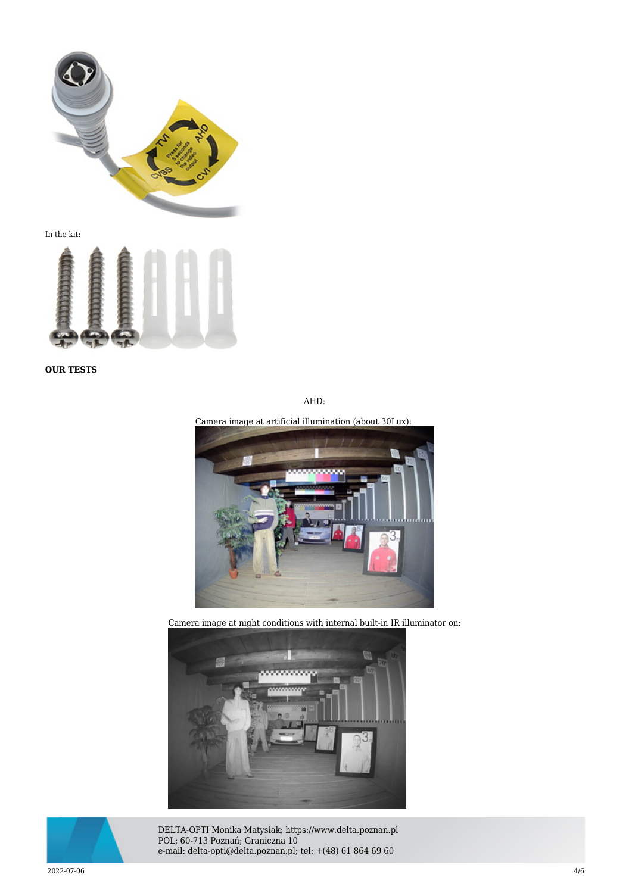In the kit:

**OUR TESTS**

AHD:

Camera image at artificial illumination (about 30Lux):

Camera image at night conditions with internal built-in IR illuminator on: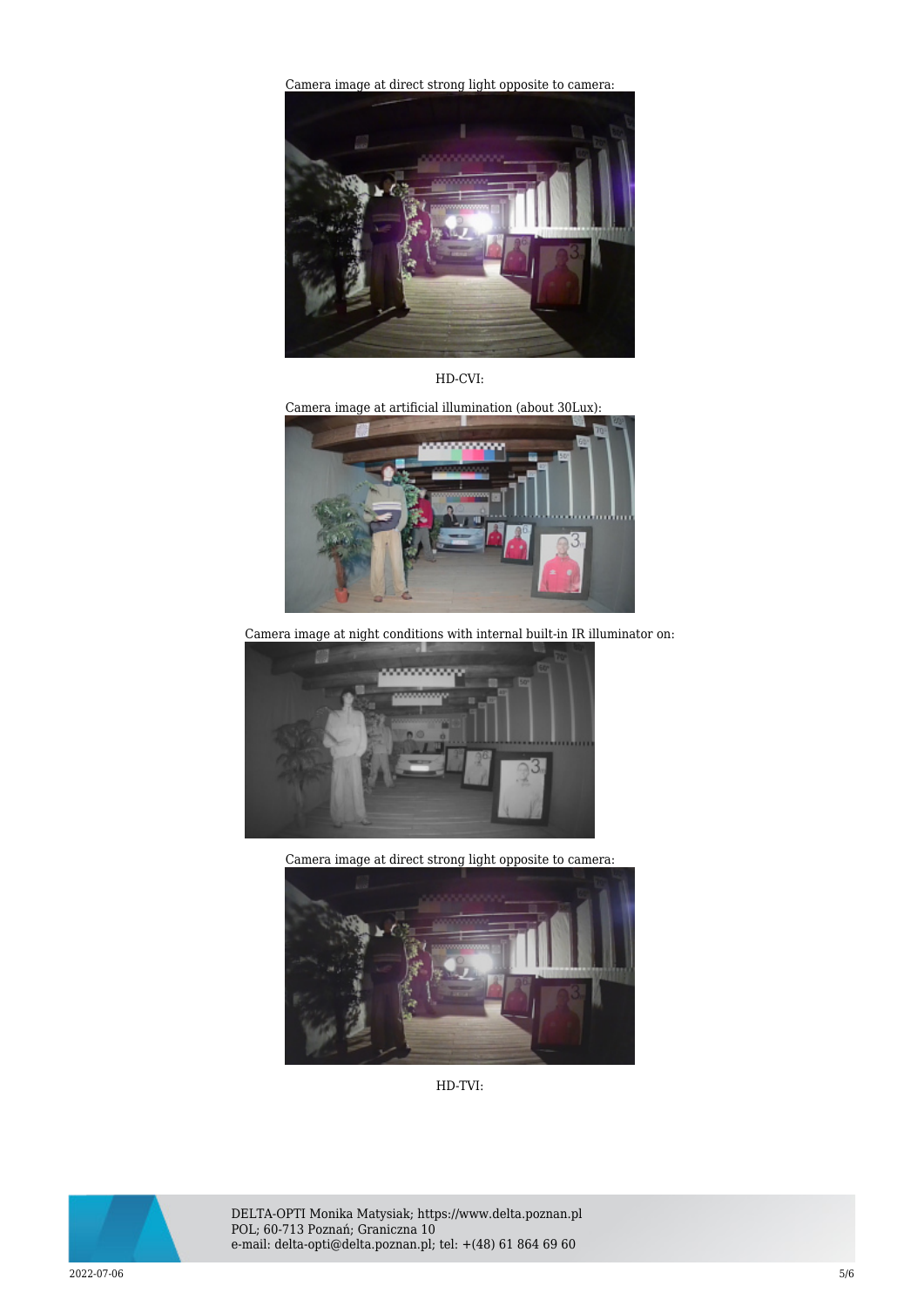Camera image at direct strong light opposite to camera:

HD-CVI:

Camera image at artificial illumination (about 30Lux):

Camera image at night conditions with internal built-in IR illuminator on:

Camera image at direct strong light opposite to camera:

HD-TVI: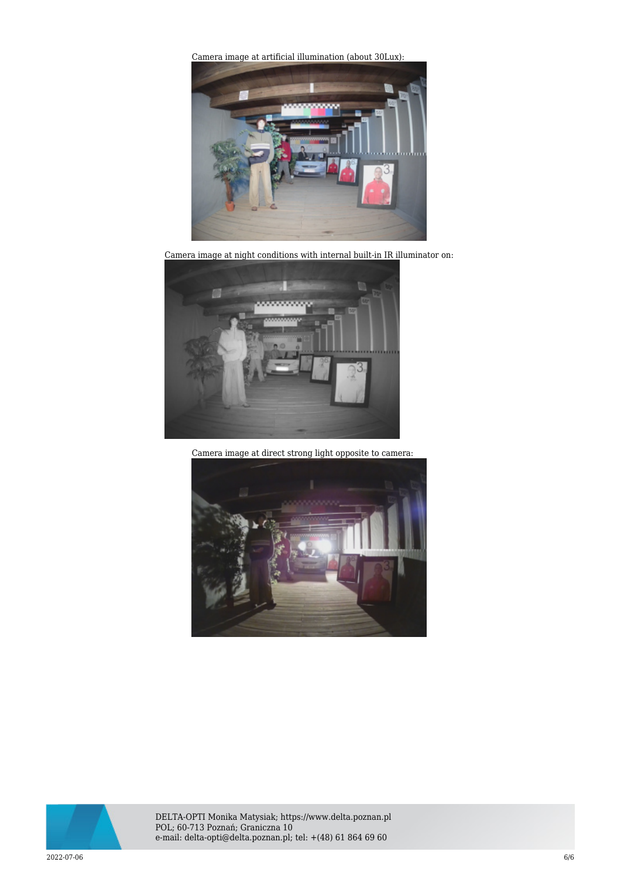Camera image at artificial illumination (about 30Lux):

Camera image at night conditions with internal built-in IR illuminator on:

Camera image at direct strong light opposite to camera: